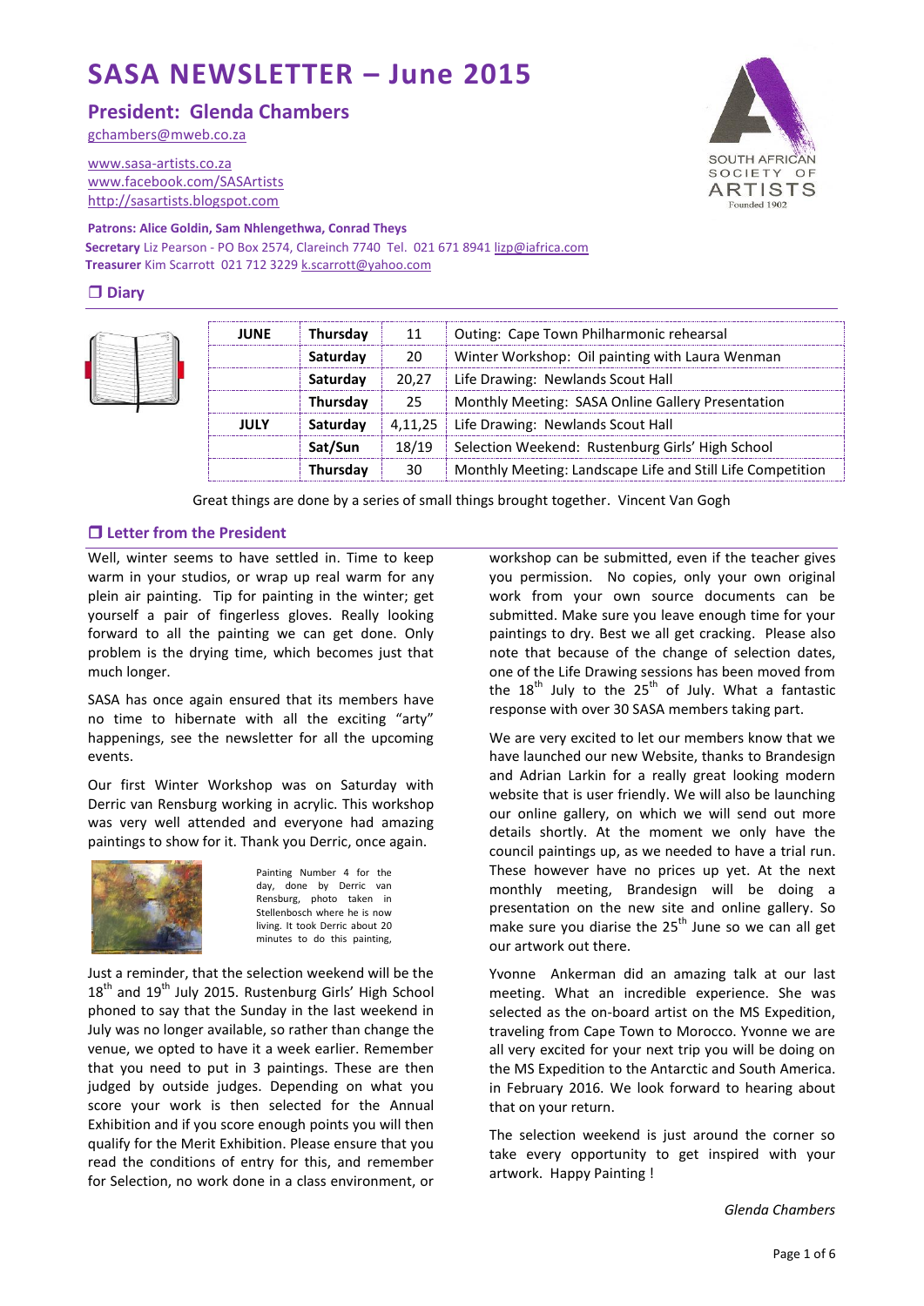# SASA NEWSLETTER – June 2015

## President: Glenda Chambers

gchambers@mweb.co.za

www.sasa-artists.co.za
www.facebook.com/SASArtists
http://sasartists.blogspot.com

**Patrons: Alice Goldin, Sam Nhlengethwa, Conrad Theys**
**Secretary** Liz Pearson - PO Box 2574, Clareinch 7740 Tel. 021 671 8941 lizp@iafrica.com
**Treasurer** Kim Scarrott 021 712 3229 k.scarrott@yahoo.com

## ❒ Diary

| | | | |
|---|---|---|---|
| **JUNE** | **Thursday** | 11 | Outing: Cape Town Philharmonic rehearsal |
| | **Saturday** | 20 | Winter Workshop: Oil painting with Laura Wenman |
| | **Saturday** | 20,27 | Life Drawing: Newlands Scout Hall |
| | **Thursday** | 25 | Monthly Meeting: SASA Online Gallery Presentation |
| **JULY** | **Saturday** | 4,11,25 | Life Drawing: Newlands Scout Hall |
| | **Sat/Sun** | 18/19 | Selection Weekend: Rustenburg Girls' High School |
| | **Thursday** | 30 | Monthly Meeting: Landscape Life and Still Life Competition |

Great things are done by a series of small things brought together. Vincent Van Gogh

## ❒ Letter from the President

Well, winter seems to have settled in. Time to keep warm in your studios, or wrap up real warm for any plein air painting. Tip for painting in the winter; get yourself a pair of fingerless gloves. Really looking forward to all the painting we can get done. Only problem is the drying time, which becomes just that much longer.

SASA has once again ensured that its members have no time to hibernate with all the exciting "arty" happenings, see the newsletter for all the upcoming events.

Our first Winter Workshop was on Saturday with Derric van Rensburg working in acrylic. This workshop was very well attended and everyone had amazing paintings to show for it. Thank you Derric, once again.

Painting Number 4 for the day, done by Derric van Rensburg, photo taken in Stellenbosch where he is now living. It took Derric about 20 minutes to do this painting,

Just a reminder, that the selection weekend will be the 18th and 19th July 2015. Rustenburg Girls' High School phoned to say that the Sunday in the last weekend in July was no longer available, so rather than change the venue, we opted to have it a week earlier. Remember that you need to put in 3 paintings. These are then judged by outside judges. Depending on what you score your work is then selected for the Annual Exhibition and if you score enough points you will then qualify for the Merit Exhibition. Please ensure that you read the conditions of entry for this, and remember for Selection, no work done in a class environment, or workshop can be submitted, even if the teacher gives you permission. No copies, only your own original work from your own source documents can be submitted. Make sure you leave enough time for your paintings to dry. Best we all get cracking. Please also note that because of the change of selection dates, one of the Life Drawing sessions has been moved from the 18th July to the 25th of July. What a fantastic response with over 30 SASA members taking part.

We are very excited to let our members know that we have launched our new Website, thanks to Brandesign and Adrian Larkin for a really great looking modern website that is user friendly. We will also be launching our online gallery, on which we will send out more details shortly. At the moment we only have the council paintings up, as we needed to have a trial run. These however have no prices up yet. At the next monthly meeting, Brandesign will be doing a presentation on the new site and online gallery. So make sure you diarise the 25th June so we can all get our artwork out there.

Yvonne Ankerman did an amazing talk at our last meeting. What an incredible experience. She was selected as the on-board artist on the MS Expedition, traveling from Cape Town to Morocco. Yvonne we are all very excited for your next trip you will be doing on the MS Expedition to the Antarctic and South America. in February 2016. We look forward to hearing about that on your return.

The selection weekend is just around the corner so take every opportunity to get inspired with your artwork. Happy Painting !

*Glenda Chambers*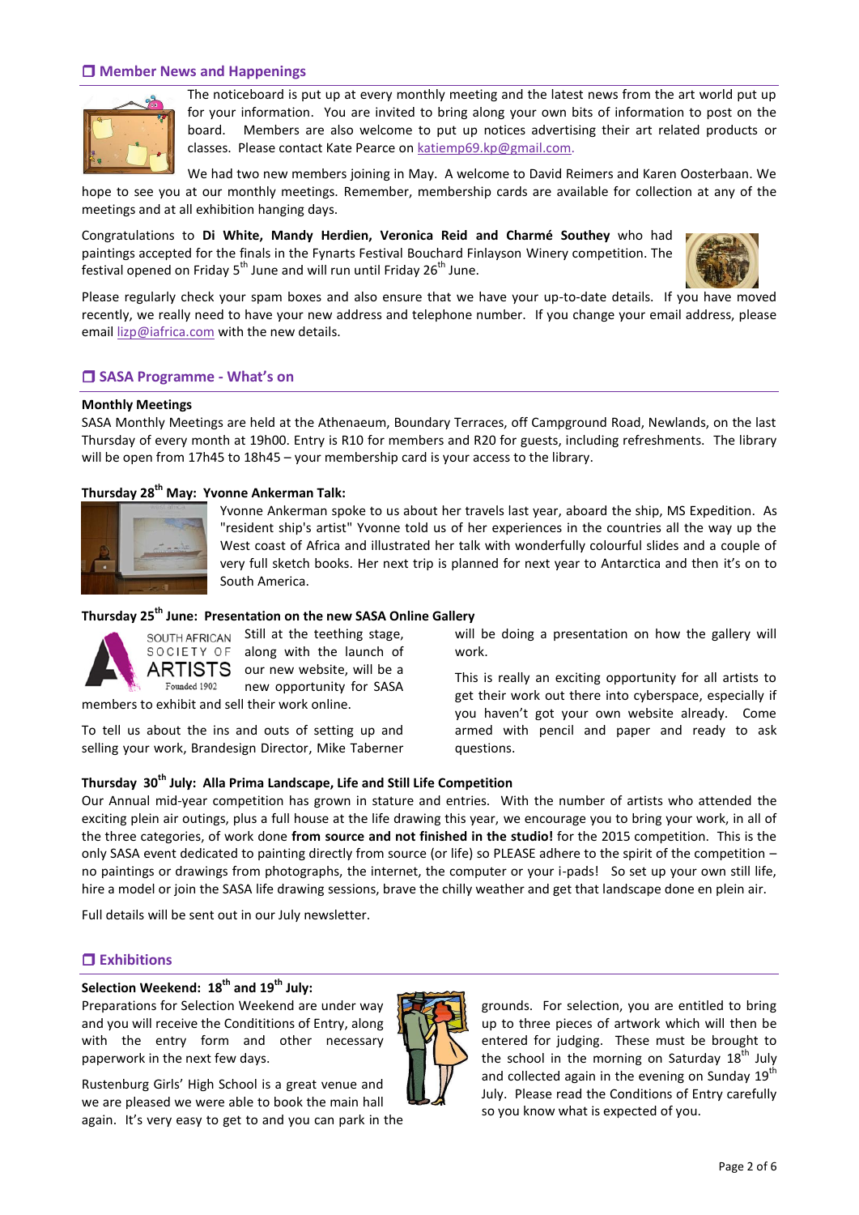## ❐ Member News and Happenings

The noticeboard is put up at every monthly meeting and the latest news from the art world put up for your information. You are invited to bring along your own bits of information to post on the board. Members are also welcome to put up notices advertising their art related products or classes. Please contact Kate Pearce on katiemp69.kp@gmail.com.

We had two new members joining in May. A welcome to David Reimers and Karen Oosterbaan. We hope to see you at our monthly meetings. Remember, membership cards are available for collection at any of the meetings and at all exhibition hanging days.

Congratulations to **Di White, Mandy Herdien, Veronica Reid and Charmé Southey** who had paintings accepted for the finals in the Fynarts Festival Bouchard Finlayson Winery competition. The festival opened on Friday 5th June and will run until Friday 26th June.

Please regularly check your spam boxes and also ensure that we have your up-to-date details. If you have moved recently, we really need to have your new address and telephone number. If you change your email address, please email lizp@iafrica.com with the new details.

## ❐ SASA Programme - What's on

**Monthly Meetings**

SASA Monthly Meetings are held at the Athenaeum, Boundary Terraces, off Campground Road, Newlands, on the last Thursday of every month at 19h00. Entry is R10 for members and R20 for guests, including refreshments. The library will be open from 17h45 to 18h45 – your membership card is your access to the library.

**Thursday 28th May: Yvonne Ankerman Talk:**

Yvonne Ankerman spoke to us about her travels last year, aboard the ship, MS Expedition. As "resident ship's artist" Yvonne told us of her experiences in the countries all the way up the West coast of Africa and illustrated her talk with wonderfully colourful slides and a couple of very full sketch books. Her next trip is planned for next year to Antarctica and then it's on to South America.

**Thursday 25th June: Presentation on the new SASA Online Gallery**

SOUTH AFRICAN SOCIETY OF ARTISTS Founded 1902

Still at the teething stage, along with the launch of our new website, will be a new opportunity for SASA members to exhibit and sell their work online.

To tell us about the ins and outs of setting up and selling your work, Brandesign Director, Mike Taberner will be doing a presentation on how the gallery will work.

This is really an exciting opportunity for all artists to get their work out there into cyberspace, especially if you haven't got your own website already. Come armed with pencil and paper and ready to ask questions.

**Thursday 30th July: Alla Prima Landscape, Life and Still Life Competition**

Our Annual mid-year competition has grown in stature and entries. With the number of artists who attended the exciting plein air outings, plus a full house at the life drawing this year, we encourage you to bring your work, in all of the three categories, of work done **from source and not finished in the studio!** for the 2015 competition. This is the only SASA event dedicated to painting directly from source (or life) so PLEASE adhere to the spirit of the competition – no paintings or drawings from photographs, the internet, the computer or your i-pads! So set up your own still life, hire a model or join the SASA life drawing sessions, brave the chilly weather and get that landscape done en plein air.

Full details will be sent out in our July newsletter.

## ❐ Exhibitions

**Selection Weekend: 18th and 19th July:**

Preparations for Selection Weekend are under way and you will receive the Condititions of Entry, along with the entry form and other necessary paperwork in the next few days.

Rustenburg Girls' High School is a great venue and we are pleased we were able to book the main hall again. It's very easy to get to and you can park in the grounds. For selection, you are entitled to bring up to three pieces of artwork which will then be entered for judging. These must be brought to the school in the morning on Saturday 18th July and collected again in the evening on Sunday 19th July. Please read the Conditions of Entry carefully so you know what is expected of you.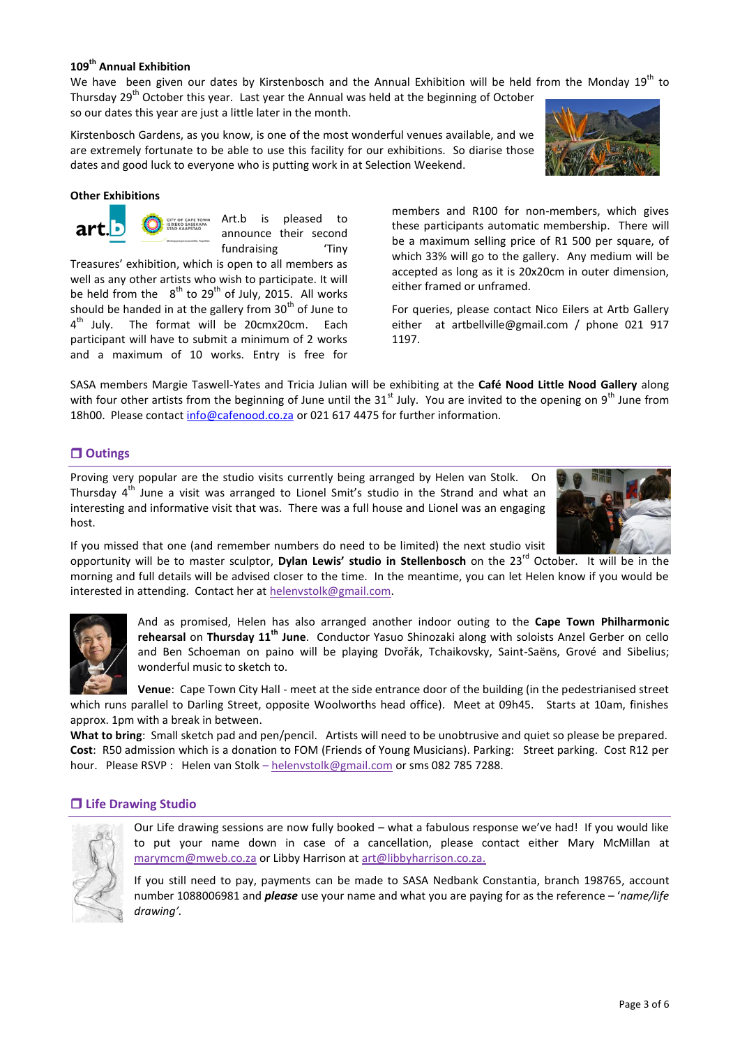### 109th Annual Exhibition

We have been given our dates by Kirstenbosch and the Annual Exhibition will be held from the Monday 19th to Thursday 29th October this year. Last year the Annual was held at the beginning of October so our dates this year are just a little later in the month.

Kirstenbosch Gardens, as you know, is one of the most wonderful venues available, and we are extremely fortunate to be able to use this facility for our exhibitions. So diarise those dates and good luck to everyone who is putting work in at Selection Weekend.

### Other Exhibitions

Art.b is pleased to announce their second fundraising 'Tiny Treasures' exhibition, which is open to all members as well as any other artists who wish to participate. It will be held from the 8th to 29th of July, 2015. All works should be handed in at the gallery from 30th of June to 4th July. The format will be 20cmx20cm. Each participant will have to submit a minimum of 2 works and a maximum of 10 works. Entry is free for members and R100 for non-members, which gives these participants automatic membership. There will be a maximum selling price of R1 500 per square, of which 33% will go to the gallery. Any medium will be accepted as long as it is 20x20cm in outer dimension, either framed or unframed.

For queries, please contact Nico Eilers at Artb Gallery either at artbellville@gmail.com / phone 021 917 1197.

SASA members Margie Taswell-Yates and Tricia Julian will be exhibiting at the **Café Nood Little Nood Gallery** along with four other artists from the beginning of June until the 31st July. You are invited to the opening on 9th June from 18h00. Please contact info@cafenood.co.za or 021 617 4475 for further information.

## ❒ Outings

Proving very popular are the studio visits currently being arranged by Helen van Stolk. On Thursday 4th June a visit was arranged to Lionel Smit's studio in the Strand and what an interesting and informative visit that was. There was a full house and Lionel was an engaging host.

If you missed that one (and remember numbers do need to be limited) the next studio visit opportunity will be to master sculptor, **Dylan Lewis' studio in Stellenbosch** on the 23rd October. It will be in the morning and full details will be advised closer to the time. In the meantime, you can let Helen know if you would be interested in attending. Contact her at helenvstolk@gmail.com.

And as promised, Helen has also arranged another indoor outing to the **Cape Town Philharmonic rehearsal** on **Thursday 11th June**. Conductor Yasuo Shinozaki along with soloists Anzel Gerber on cello and Ben Schoeman on paino will be playing Dvořák, Tchaikovsky, Saint-Saëns, Grové and Sibelius; wonderful music to sketch to.

**Venue**: Cape Town City Hall - meet at the side entrance door of the building (in the pedestrianised street which runs parallel to Darling Street, opposite Woolworths head office). Meet at 09h45. Starts at 10am, finishes approx. 1pm with a break in between.

**What to bring**: Small sketch pad and pen/pencil. Artists will need to be unobtrusive and quiet so please be prepared.
**Cost**: R50 admission which is a donation to FOM (Friends of Young Musicians). Parking: Street parking. Cost R12 per hour. Please RSVP : Helen van Stolk – helenvstolk@gmail.com or sms 082 785 7288.

## ❒ Life Drawing Studio

Our Life drawing sessions are now fully booked – what a fabulous response we've had! If you would like to put your name down in case of a cancellation, please contact either Mary McMillan at marymcm@mweb.co.za or Libby Harrison at art@libbyharrison.co.za.

If you still need to pay, payments can be made to SASA Nedbank Constantia, branch 198765, account number 1088006981 and ***please*** use your name and what you are paying for as the reference – '*name/life drawing'.*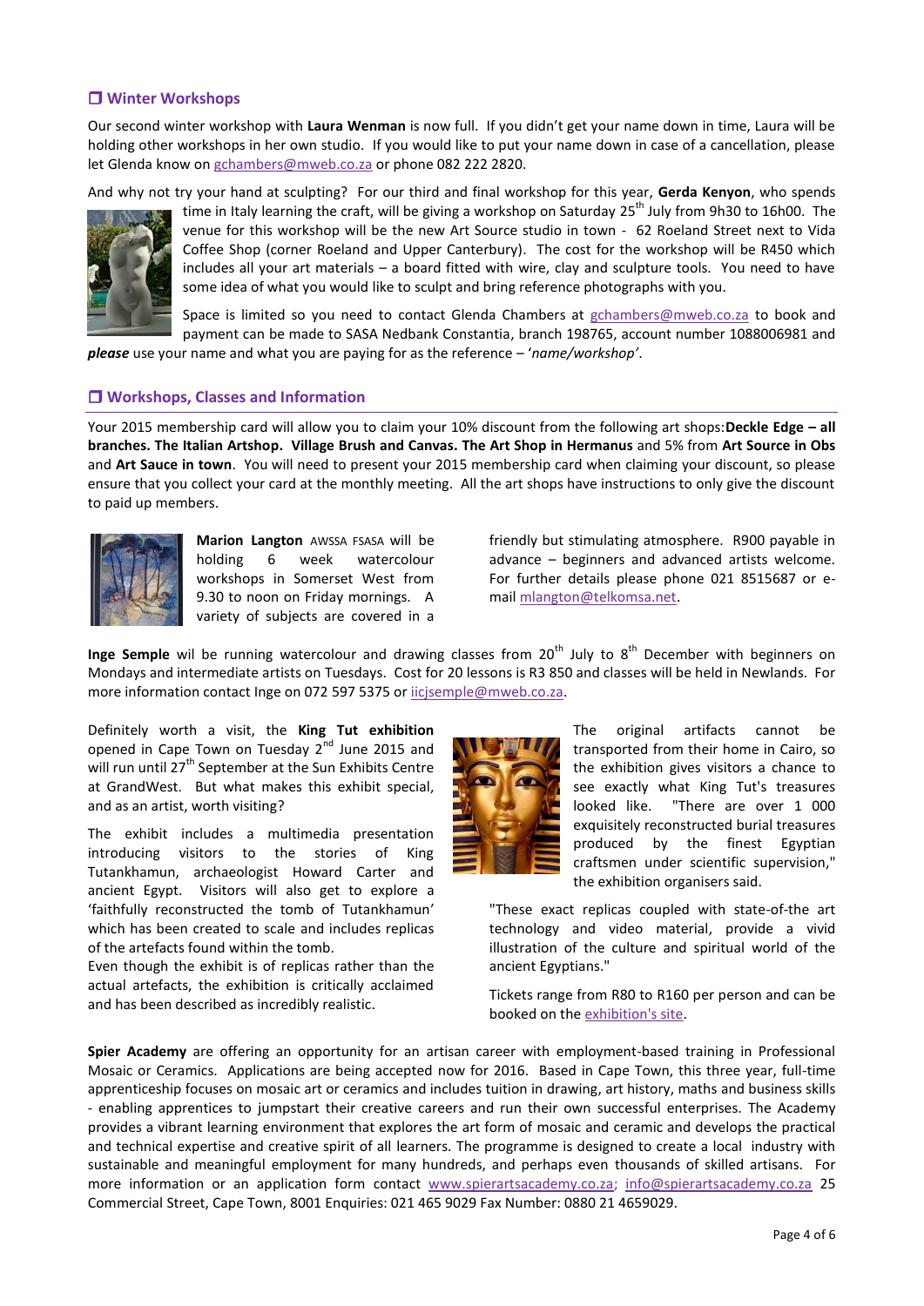## ❒ Winter Workshops

Our second winter workshop with **Laura Wenman** is now full. If you didn't get your name down in time, Laura will be holding other workshops in her own studio. If you would like to put your name down in case of a cancellation, please let Glenda know on gchambers@mweb.co.za or phone 082 222 2820.

And why not try your hand at sculpting? For our third and final workshop for this year, **Gerda Kenyon**, who spends time in Italy learning the craft, will be giving a workshop on Saturday 25th July from 9h30 to 16h00. The venue for this workshop will be the new Art Source studio in town - 62 Roeland Street next to Vida Coffee Shop (corner Roeland and Upper Canterbury). The cost for the workshop will be R450 which includes all your art materials – a board fitted with wire, clay and sculpture tools. You need to have some idea of what you would like to sculpt and bring reference photographs with you.

Space is limited so you need to contact Glenda Chambers at gchambers@mweb.co.za to book and payment can be made to SASA Nedbank Constantia, branch 198765, account number 1088006981 and ***please*** use your name and what you are paying for as the reference – '*name/workshop'*.

## ❒ Workshops, Classes and Information

Your 2015 membership card will allow you to claim your 10% discount from the following art shops: **Deckle Edge – all branches. The Italian Artshop. Village Brush and Canvas. The Art Shop in Hermanus** and 5% from **Art Source in Obs** and **Art Sauce in town**. You will need to present your 2015 membership card when claiming your discount, so please ensure that you collect your card at the monthly meeting. All the art shops have instructions to only give the discount to paid up members.

**Marion Langton** AWSSA FSASA will be holding 6 week watercolour workshops in Somerset West from 9.30 to noon on Friday mornings. A variety of subjects are covered in a friendly but stimulating atmosphere. R900 payable in advance – beginners and advanced artists welcome. For further details please phone 021 8515687 or e-mail mlangton@telkomsa.net.

**Inge Semple** wil be running watercolour and drawing classes from 20th July to 8th December with beginners on Mondays and intermediate artists on Tuesdays. Cost for 20 lessons is R3 850 and classes will be held in Newlands. For more information contact Inge on 072 597 5375 or iicjsemple@mweb.co.za.

Definitely worth a visit, the **King Tut exhibition** opened in Cape Town on Tuesday 2nd June 2015 and will run until 27th September at the Sun Exhibits Centre at GrandWest. But what makes this exhibit special, and as an artist, worth visiting?

The exhibit includes a multimedia presentation introducing visitors to the stories of King Tutankhamun, archaeologist Howard Carter and ancient Egypt. Visitors will also get to explore a 'faithfully reconstructed the tomb of Tutankhamun' which has been created to scale and includes replicas of the artefacts found within the tomb.

Even though the exhibit is of replicas rather than the actual artefacts, the exhibition is critically acclaimed and has been described as incredibly realistic.

The original artifacts cannot be transported from their home in Cairo, so the exhibition gives visitors a chance to see exactly what King Tut's treasures looked like. "There are over 1 000 exquisitely reconstructed burial treasures produced by the finest Egyptian craftsmen under scientific supervision," the exhibition organisers said.

"These exact replicas coupled with state-of-the art technology and video material, provide a vivid illustration of the culture and spiritual world of the ancient Egyptians."

Tickets range from R80 to R160 per person and can be booked on the exhibition's site.

**Spier Academy** are offering an opportunity for an artisan career with employment-based training in Professional Mosaic or Ceramics. Applications are being accepted now for 2016. Based in Cape Town, this three year, full-time apprenticeship focuses on mosaic art or ceramics and includes tuition in drawing, art history, maths and business skills - enabling apprentices to jumpstart their creative careers and run their own successful enterprises. The Academy provides a vibrant learning environment that explores the art form of mosaic and ceramic and develops the practical and technical expertise and creative spirit of all learners. The programme is designed to create a local industry with sustainable and meaningful employment for many hundreds, and perhaps even thousands of skilled artisans. For more information or an application form contact www.spierartsacademy.co.za; info@spierartsacademy.co.za 25 Commercial Street, Cape Town, 8001 Enquiries: 021 465 9029 Fax Number: 0880 21 4659029.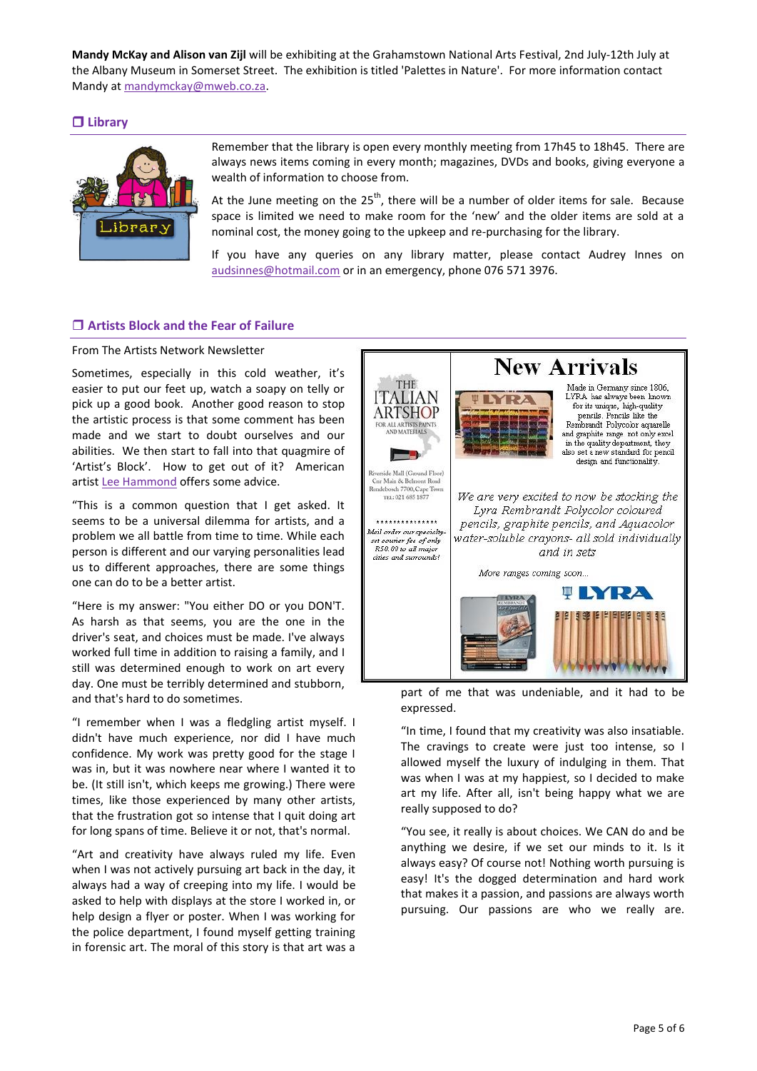**Mandy McKay and Alison van Zijl** will be exhibiting at the Grahamstown National Arts Festival, 2nd July-12th July at the Albany Museum in Somerset Street. The exhibition is titled 'Palettes in Nature'. For more information contact Mandy at mandymckay@mweb.co.za.

## ❒ Library

Remember that the library is open every monthly meeting from 17h45 to 18h45. There are always news items coming in every month; magazines, DVDs and books, giving everyone a wealth of information to choose from.

At the June meeting on the 25th, there will be a number of older items for sale. Because space is limited we need to make room for the 'new' and the older items are sold at a nominal cost, the money going to the upkeep and re-purchasing for the library.

If you have any queries on any library matter, please contact Audrey Innes on audsinnes@hotmail.com or in an emergency, phone 076 571 3976.

## ❒ Artists Block and the Fear of Failure

From The Artists Network Newsletter

Sometimes, especially in this cold weather, it's easier to put our feet up, watch a soapy on telly or pick up a good book. Another good reason to stop the artistic process is that some comment has been made and we start to doubt ourselves and our abilities. We then start to fall into that quagmire of 'Artist's Block'. How to get out of it? American artist Lee Hammond offers some advice.

"This is a common question that I get asked. It seems to be a universal dilemma for artists, and a problem we all battle from time to time. While each person is different and our varying personalities lead us to different approaches, there are some things one can do to be a better artist.

"Here is my answer: "You either DO or you DON'T. As harsh as that seems, you are the one in the driver's seat, and choices must be made. I've always worked full time in addition to raising a family, and I still was determined enough to work on art every day. One must be terribly determined and stubborn, and that's hard to do sometimes.

"I remember when I was a fledgling artist myself. I didn't have much experience, nor did I have much confidence. My work was pretty good for the stage I was in, but it was nowhere near where I wanted it to be. (It still isn't, which keeps me growing.) There were times, like those experienced by many other artists, that the frustration got so intense that I quit doing art for long spans of time. Believe it or not, that's normal.

"Art and creativity have always ruled my life. Even when I was not actively pursuing art back in the day, it always had a way of creeping into my life. I would be asked to help with displays at the store I worked in, or help design a flyer or poster. When I was working for the police department, I found myself getting training in forensic art. The moral of this story is that art was a part of me that was undeniable, and it had to be expressed.

"In time, I found that my creativity was also insatiable. The cravings to create were just too intense, so I allowed myself the luxury of indulging in them. That was when I was at my happiest, so I decided to make art my life. After all, isn't being happy what we are really supposed to do?

"You see, it really is about choices. We CAN do and be anything we desire, if we set our minds to it. Is it always easy? Of course not! Nothing worth pursuing is easy! It's the dogged determination and hard work that makes it a passion, and passions are always worth pursuing. Our passions are who we really are.

---

**THE ITALIAN ARTSHOP** — FOR ALL ARTISTS PAINTS AND MATERIALS

Riverside Mall (Ground Floor)
Cnr Main & Belmont Road
Rondebosch 7700, Cape Town
TEL: 021 685 1877

***************
*Mail order our specialty- set courier fee of only R50.00 to all major cities and surrounds!*

# New Arrivals

Made in Germany since 1806, LYRA has always been known for its unique, high-quality pencils. Pencils like the Rembrandt Polycolor aquarelle and graphite range not only excel in the quality department, they also set a new standard for pencil design and functionality.

*We are very excited to now be stocking the Lyra Rembrandt Polycolor coloured pencils, graphite pencils, and Aquacolor water-soluble crayons- all sold individually and in sets*

*More ranges coming soon...*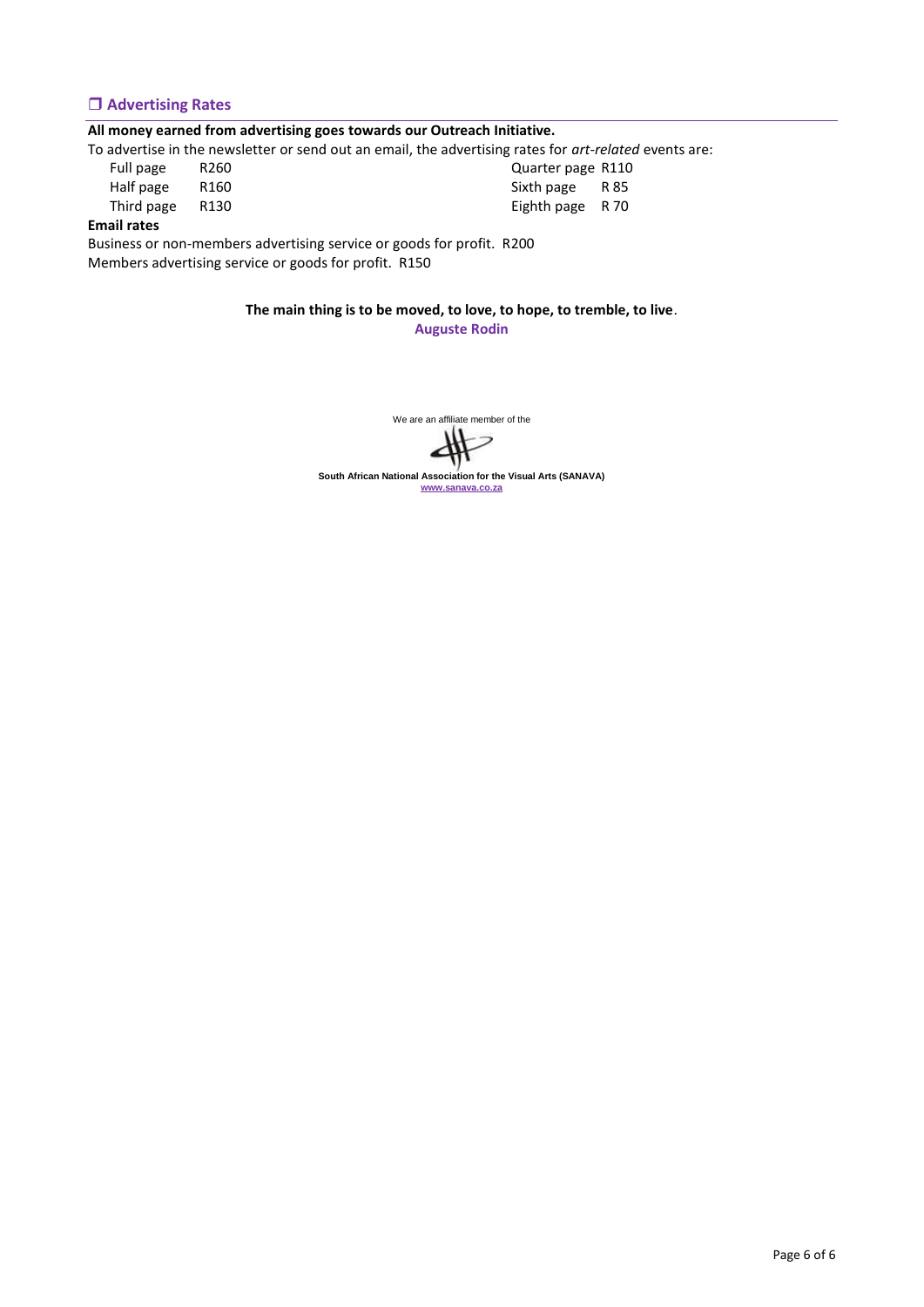## ❒ Advertising Rates

**All money earned from advertising goes towards our Outreach Initiative.**

To advertise in the newsletter or send out an email, the advertising rates for *art-related* events are:

| | | | |
|---|---|---|---|
| Full page | R260 | Quarter page | R110 |
| Half page | R160 | Sixth page | R 85 |
| Third page | R130 | Eighth page | R 70 |

**Email rates**

Business or non-members advertising service or goods for profit. R200

Members advertising service or goods for profit. R150

**The main thing is to be moved, to love, to hope, to tremble, to live**.

**Auguste Rodin**

We are an affiliate member of the

**South African National Association for the Visual Arts (SANAVA)**

www.sanava.co.za